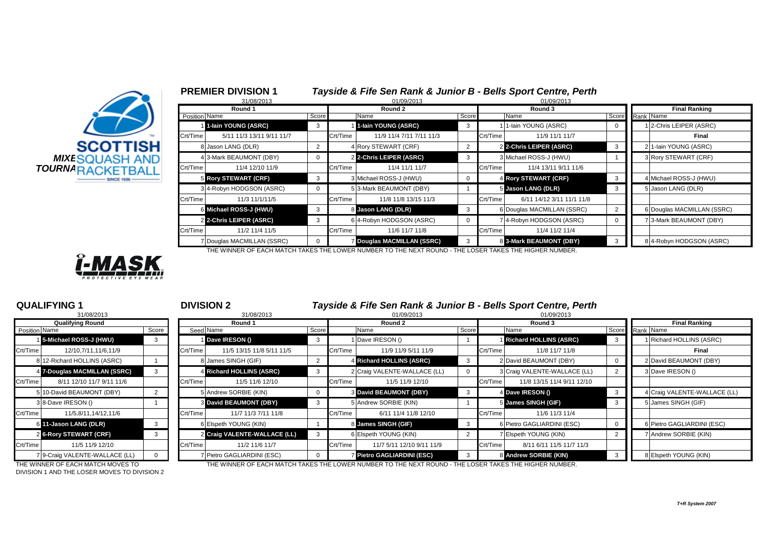## PREMIER DIVISION 1

### Tayside & Fife Sen Rank & Junior B - Bells Sport Centre, Perth

| 31/08/2013 | | | 01/09/2013 | | | 01/09/2013 | | | | |
|---|---|---|---|---|---|---|---|---|---|---|
| **Round 1** | | | **Round 2** | | | **Round 3** | | | **Final Ranking** | |
| Position | Name | Score | | Name | Score | | Name | Score | Rank | Name |
| 1 | **1-Iain YOUNG (ASRC)** | 3 | 1 | **1-Iain YOUNG (ASRC)** | 3 | 1 | 1-Iain YOUNG (ASRC) | 0 | 1 | 2-Chris LEIPER (ASRC) |
| Crt/Time | 5/11 11/3 13/11 9/11 11/7 | | Crt/Time | 11/9 11/4 7/11 7/11 11/3 | | Crt/Time | 11/9 11/1 11/7 | | | **Final** |
| 8 | Jason LANG (DLR) | 2 | 4 | Rory STEWART (CRF) | 2 | 2 | **2-Chris LEIPER (ASRC)** | 3 | 2 | 1-Iain YOUNG (ASRC) |
| 4 | 3-Mark BEAUMONT (DBY) | 0 | 2 | **2-Chris LEIPER (ASRC)** | 3 | 3 | Michael ROSS-J (HWU) | 1 | 3 | Rory STEWART (CRF) |
| Crt/Time | 11/4 12/10 11/9 | | Crt/Time | 11/4 11/1 11/7 | | Crt/Time | 11/4 13/11 9/11 11/6 | | | |
| 5 | **Rory STEWART (CRF)** | 3 | 3 | Michael ROSS-J (HWU) | 0 | 4 | **Rory STEWART (CRF)** | 3 | 4 | Michael ROSS-J (HWU) |
| 3 | 4-Robyn HODGSON (ASRC) | 0 | 5 | 3-Mark BEAUMONT (DBY) | 1 | 5 | **Jason LANG (DLR)** | 3 | 5 | Jason LANG (DLR) |
| Crt/Time | 11/3 11/1/11/5 | | Crt/Time | 11/8 11/8 13/15 11/3 | | Crt/Time | 6/11 14/12 3/11 11/1 11/8 | | | |
| 6 | **Michael ROSS-J (HWU)** | 3 | 8 | **Jason LANG (DLR)** | 3 | 6 | Douglas MACMILLAN (SSRC) | 2 | 6 | Douglas MACMILLAN (SSRC) |
| 2 | **2-Chris LEIPER (ASRC)** | 3 | 6 | 4-Robyn HODGSON (ASRC) | 0 | 7 | 4-Robyn HODGSON (ASRC) | 0 | 7 | 3-Mark BEAUMONT (DBY) |
| Crt/Time | 11/2 11/4 11/5 | | Crt/Time | 11/6 11/7 11/8 | | Crt/Time | 11/4 11/2 11/4 | | | |
| 7 | Douglas MACMILLAN (SSRC) | 0 | 7 | **Douglas MACMILLAN (SSRC)** | 3 | 8 | **3-Mark BEAUMONT (DBY)** | 3 | 8 | 4-Robyn HODGSON (ASRC) |

THE WINNER OF EACH MATCH TAKES THE LOWER NUMBER TO THE NEXT ROUND - THE LOSER TAKES THE HIGHER NUMBER.

## QUALIFYING 1

| 31/08/2013 | | |
|---|---|---|
| **Qualifying Round** | | |
| Position | Name | Score |
| 1 | **5-Michael ROSS-J (HWU)** | 3 |
| Crt/Time | 12/10,7/11,11/6,11/9 | |
| 8 | 12-Richard HOLLINS (ASRC) | 1 |
| 4 | **7-Douglas MACMILLAN (SSRC)** | 3 |
| Crt/Time | 8/11 12/10 11/7 9/11 11/6 | |
| 5 | 10-David BEAUMONT (DBY) | 2 |
| 3 | 8-Dave IRESON () | 1 |
| Crt/Time | 11/5,8/11,14/12,11/6 | |
| 6 | **11-Jason LANG (DLR)** | 3 |
| 2 | **6-Rory STEWART (CRF)** | 3 |
| Crt/Time | 11/5 11/9 12/10 | |
| 7 | 9-Craig VALENTE-WALLACE (LL) | 0 |

THE WINNER OF EACH MATCH MOVES TO DIVISION 1 AND THE LOSER MOVES TO DIVISION 2

## DIVISION 2

### Tayside & Fife Sen Rank & Junior B - Bells Sport Centre, Perth

| 31/08/2013 | | | 01/09/2013 | | | 01/09/2013 | | | | |
|---|---|---|---|---|---|---|---|---|---|---|
| **Round 1** | | | **Round 2** | | | **Round 3** | | | **Final Ranking** | |
| Seed | Name | Score | | Name | Score | | Name | Score | Rank | Name |
| 1 | **Dave IRESON ()** | 3 | 1 | Dave IRESON () | 1 | 1 | **Richard HOLLINS (ASRC)** | 3 | 1 | Richard HOLLINS (ASRC) |
| Crt/Time | 11/5 13/15 11/8 5/11 11/5 | | Crt/Time | 11/9 11/9 5/11 11/9 | | Crt/Time | 11/8 11/7 11/8 | | | **Final** |
| 8 | James SINGH (GIF) | 2 | 4 | **Richard HOLLINS (ASRC)** | 3 | 2 | David BEAUMONT (DBY) | 0 | 2 | David BEAUMONT (DBY) |
| 4 | **Richard HOLLINS (ASRC)** | 3 | 2 | Craig VALENTE-WALLACE (LL) | 0 | 3 | Craig VALENTE-WALLACE (LL) | 2 | 3 | Dave IRESON () |
| Crt/Time | 11/5 11/6 12/10 | | Crt/Time | 11/5 11/9 12/10 | | Crt/Time | 11/8 13/15 11/4 9/11 12/10 | | | |
| 5 | Andrew SORBIE (KIN) | 0 | 3 | **David BEAUMONT (DBY)** | 3 | 4 | **Dave IRESON ()** | 3 | 4 | Craig VALENTE-WALLACE (LL) |
| 3 | **David BEAUMONT (DBY)** | 3 | 5 | Andrew SORBIE (KIN) | 1 | 5 | **James SINGH (GIF)** | 3 | 5 | James SINGH (GIF) |
| Crt/Time | 11/7 11/3 7/11 11/8 | | Crt/Time | 6/11 11/4 11/8 12/10 | | Crt/Time | 11/6 11/3 11/4 | | | |
| 6 | Elspeth YOUNG (KIN) | 1 | 8 | **James SINGH (GIF)** | 3 | 6 | Pietro GAGLIARDINI (ESC) | 0 | 6 | Pietro GAGLIARDINI (ESC) |
| 2 | **Craig VALENTE-WALLACE (LL)** | 3 | 6 | Elspeth YOUNG (KIN) | 2 | 7 | Elspeth YOUNG (KIN) | 2 | 7 | Andrew SORBIE (KIN) |
| Crt/Time | 11/2 11/6 11/7 | | Crt/Time | 11/7 5/11 12/10 9/11 11/9 | | Crt/Time | 8/11 6/11 11/5 11/7 11/3 | | | |
| 7 | Pietro GAGLIARDINI (ESC) | 0 | 7 | **Pietro GAGLIARDINI (ESC)** | 3 | 8 | **Andrew SORBIE (KIN)** | 3 | 8 | Elspeth YOUNG (KIN) |

THE WINNER OF EACH MATCH TAKES THE LOWER NUMBER TO THE NEXT ROUND - THE LOSER TAKES THE HIGHER NUMBER.

*T+R System 2007*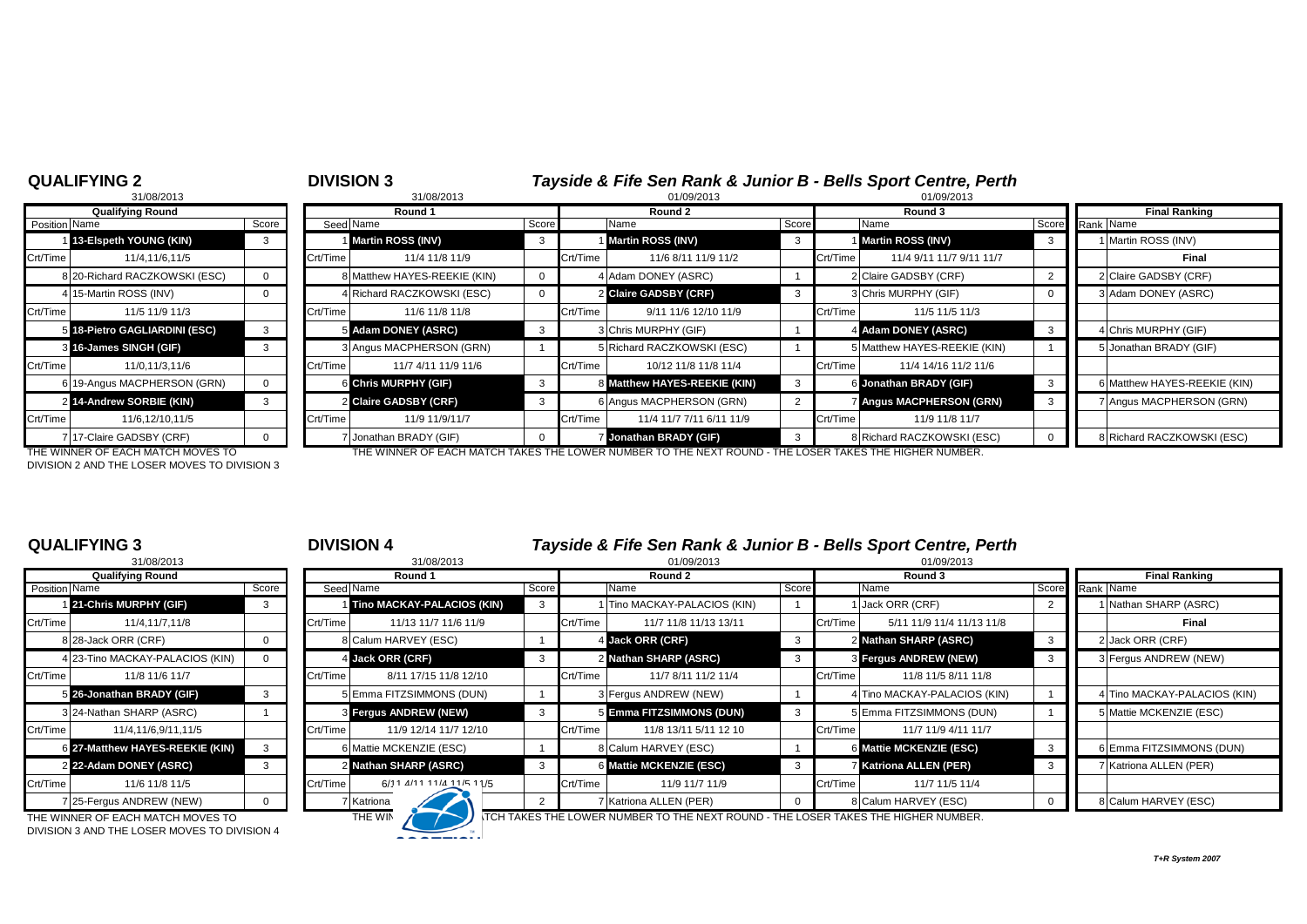## QUALIFYING 2

31/08/2013

| Qualifying Round | | |
|---|---|---|
| Position | Name | Score |
| 1 | 13-Elspeth YOUNG (KIN) | 3 |
| Crt/Time | 11/4,11/6,11/5 | |
| 8 | 20-Richard RACZKOWSKI (ESC) | 0 |
| 4 | 15-Martin ROSS (INV) | 0 |
| Crt/Time | 11/5 11/9 11/3 | |
| 5 | 18-Pietro GAGLIARDINI (ESC) | 3 |
| 3 | 16-James SINGH (GIF) | 3 |
| Crt/Time | 11/0,11/3,11/6 | |
| 6 | 19-Angus MACPHERSON (GRN) | 0 |
| 2 | 14-Andrew SORBIE (KIN) | 3 |
| Crt/Time | 11/6,12/10,11/5 | |
| 7 | 17-Claire GADSBY (CRF) | 0 |

THE WINNER OF EACH MATCH MOVES TO DIVISION 2 AND THE LOSER MOVES TO DIVISION 3

## DIVISION 3

### Tayside & Fife Sen Rank & Junior B - Bells Sport Centre, Perth

| Round 1 (31/08/2013) | | | Round 2 (01/09/2013) | | | Round 3 (01/09/2013) | | | Final Ranking | |
|---|---|---|---|---|---|---|---|---|---|---|
| Seed | Name | Score | | Name | Score | | Name | Score | Rank | Name |
| 1 | Martin ROSS (INV) | 3 | 1 | Martin ROSS (INV) | 3 | 1 | Martin ROSS (INV) | 3 | 1 | Martin ROSS (INV) |
| Crt/Time | 11/4 11/8 11/9 | | Crt/Time | 11/6 8/11 11/9 11/2 | | Crt/Time | 11/4 9/11 11/7 9/11 11/7 | | | Final |
| 8 | Matthew HAYES-REEKIE (KIN) | 0 | 4 | Adam DONEY (ASRC) | 1 | 2 | Claire GADSBY (CRF) | 2 | 2 | Claire GADSBY (CRF) |
| 4 | Richard RACZKOWSKI (ESC) | 0 | 2 | Claire GADSBY (CRF) | 3 | 3 | Chris MURPHY (GIF) | 0 | 3 | Adam DONEY (ASRC) |
| Crt/Time | 11/6 11/8 11/8 | | Crt/Time | 9/11 11/6 12/10 11/9 | | Crt/Time | 11/5 11/5 11/3 | | | |
| 5 | Adam DONEY (ASRC) | 3 | 3 | Chris MURPHY (GIF) | 1 | 4 | Adam DONEY (ASRC) | 3 | 4 | Chris MURPHY (GIF) |
| 3 | Angus MACPHERSON (GRN) | 1 | 5 | Richard RACZKOWSKI (ESC) | 1 | 5 | Matthew HAYES-REEKIE (KIN) | 1 | 5 | Jonathan BRADY (GIF) |
| Crt/Time | 11/7 4/11 11/9 11/6 | | Crt/Time | 10/12 11/8 11/8 11/4 | | Crt/Time | 11/4 14/16 11/2 11/6 | | | |
| 6 | Chris MURPHY (GIF) | 3 | 8 | Matthew HAYES-REEKIE (KIN) | 3 | 6 | Jonathan BRADY (GIF) | 3 | 6 | Matthew HAYES-REEKIE (KIN) |
| 2 | Claire GADSBY (CRF) | 3 | 6 | Angus MACPHERSON (GRN) | 2 | 7 | Angus MACPHERSON (GRN) | 3 | 7 | Angus MACPHERSON (GRN) |
| Crt/Time | 11/9 11/9/11/7 | | Crt/Time | 11/4 11/7 7/11 6/11 11/9 | | Crt/Time | 11/9 11/8 11/7 | | | |
| 7 | Jonathan BRADY (GIF) | 0 | 7 | Jonathan BRADY (GIF) | 3 | 8 | Richard RACZKOWSKI (ESC) | 0 | 8 | Richard RACZKOWSKI (ESC) |

THE WINNER OF EACH MATCH TAKES THE LOWER NUMBER TO THE NEXT ROUND - THE LOSER TAKES THE HIGHER NUMBER.

## QUALIFYING 3

31/08/2013

| Qualifying Round | | |
|---|---|---|
| Position | Name | Score |
| 1 | 21-Chris MURPHY (GIF) | 3 |
| Crt/Time | 11/4,11/7,11/8 | |
| 8 | 28-Jack ORR (CRF) | 0 |
| 4 | 23-Tino MACKAY-PALACIOS (KIN) | 0 |
| Crt/Time | 11/8 11/6 11/7 | |
| 5 | 26-Jonathan BRADY (GIF) | 3 |
| 3 | 24-Nathan SHARP (ASRC) | 1 |
| Crt/Time | 11/4,11/6,9/11,11/5 | |
| 6 | 27-Matthew HAYES-REEKIE (KIN) | 3 |
| 2 | 22-Adam DONEY (ASRC) | 3 |
| Crt/Time | 11/6 11/8 11/5 | |
| 7 | 25-Fergus ANDREW (NEW) | 0 |

THE WINNER OF EACH MATCH MOVES TO DIVISION 3 AND THE LOSER MOVES TO DIVISION 4

## DIVISION 4

### Tayside & Fife Sen Rank & Junior B - Bells Sport Centre, Perth

| Round 1 (31/08/2013) | | | Round 2 (01/09/2013) | | | Round 3 (01/09/2013) | | | Final Ranking | |
|---|---|---|---|---|---|---|---|---|---|---|
| Seed | Name | Score | | Name | Score | | Name | Score | Rank | Name |
| 1 | Tino MACKAY-PALACIOS (KIN) | 3 | 1 | Tino MACKAY-PALACIOS (KIN) | 1 | 1 | Jack ORR (CRF) | 2 | 1 | Nathan SHARP (ASRC) |
| Crt/Time | 11/13 11/7 11/6 11/9 | | Crt/Time | 11/7 11/8 11/13 13/11 | | Crt/Time | 5/11 11/9 11/4 11/13 11/8 | | | Final |
| 8 | Calum HARVEY (ESC) | 1 | 4 | Jack ORR (CRF) | 3 | 2 | Nathan SHARP (ASRC) | 3 | 2 | Jack ORR (CRF) |
| 4 | Jack ORR (CRF) | 3 | 2 | Nathan SHARP (ASRC) | 3 | 3 | Fergus ANDREW (NEW) | 3 | 3 | Fergus ANDREW (NEW) |
| Crt/Time | 8/11 17/15 11/8 12/10 | | Crt/Time | 11/7 8/11 11/2 11/4 | | Crt/Time | 11/8 11/5 8/11 11/8 | | | |
| 5 | Emma FITZSIMMONS (DUN) | 1 | 3 | Fergus ANDREW (NEW) | 1 | 4 | Tino MACKAY-PALACIOS (KIN) | 1 | 4 | Tino MACKAY-PALACIOS (KIN) |
| 3 | Fergus ANDREW (NEW) | 3 | 5 | Emma FITZSIMMONS (DUN) | 3 | 5 | Emma FITZSIMMONS (DUN) | 1 | 5 | Mattie MCKENZIE (ESC) |
| Crt/Time | 11/9 12/14 11/7 12/10 | | Crt/Time | 11/8 13/11 5/11 12 10 | | Crt/Time | 11/7 11/9 4/11 11/7 | | | |
| 6 | Mattie MCKENZIE (ESC) | 1 | 8 | Calum HARVEY (ESC) | 1 | 6 | Mattie MCKENZIE (ESC) | 3 | 6 | Emma FITZSIMMONS (DUN) |
| 2 | Nathan SHARP (ASRC) | 3 | 6 | Mattie MCKENZIE (ESC) | 3 | 7 | Katriona ALLEN (PER) | 3 | 7 | Katriona ALLEN (PER) |
| Crt/Time | 6/11 4/11 11/4 11/5 11/5 | | Crt/Time | 11/9 11/7 11/9 | | Crt/Time | 11/7 11/5 11/4 | | | |
| 7 | Katriona | 2 | 7 | Katriona ALLEN (PER) | 0 | 8 | Calum HARVEY (ESC) | 0 | 8 | Calum HARVEY (ESC) |

THE WIN...TCH TAKES THE LOWER NUMBER TO THE NEXT ROUND - THE LOSER TAKES THE HIGHER NUMBER.

*T+R System 2007*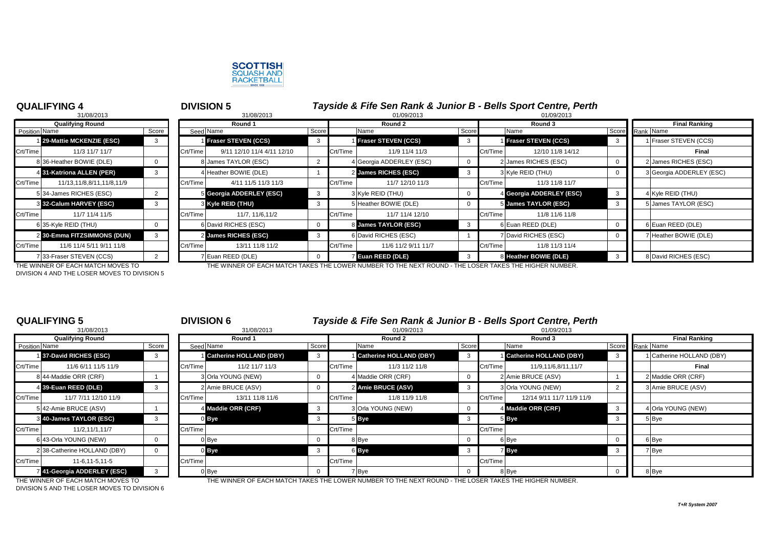SCOTTISH SQUASH AND RACKETBALL

## QUALIFYING 4

31/08/2013

| Position | Name | Score |
|---|---|---|
| 1 | **29-Mattie MCKENZIE (ESC)** | 3 |
| Crt/Time | 11/3 11/7 11/7 | |
| 8 | 36-Heather BOWIE (DLE) | 0 |
| 4 | **31-Katriona ALLEN (PER)** | 3 |
| Crt/Time | 11/13,11/8,8/11,11/8,11/9 | |
| 5 | 34-James RICHES (ESC) | 2 |
| 3 | **32-Calum HARVEY (ESC)** | 3 |
| Crt/Time | 11/7 11/4 11/5 | |
| 6 | 35-Kyle REID (THU) | 0 |
| 2 | **30-Emma FITZSIMMONS (DUN)** | 3 |
| Crt/Time | 11/6 11/4 5/11 9/11 11/8 | |
| 7 | 33-Fraser STEVEN (CCS) | 2 |

THE WINNER OF EACH MATCH MOVES TO DIVISION 4 AND THE LOSER MOVES TO DIVISION 5

## DIVISION 5

### Tayside & Fife Sen Rank & Junior B - Bells Sport Centre, Perth

| Round 1 (31/08/2013) | | | Round 2 (01/09/2013) | | | Round 3 (01/09/2013) | | | Final Ranking | |
|---|---|---|---|---|---|---|---|---|---|---|
| Seed | Name | Score | | Name | Score | | Name | Score | Rank | Name |
| 1 | **Fraser STEVEN (CCS)** | 3 | 1 | **Fraser STEVEN (CCS)** | 3 | 1 | **Fraser STEVEN (CCS)** | 3 | 1 | Fraser STEVEN (CCS) |
| Crt/Time | 9/11 12/10 11/4 4/11 12/10 | | Crt/Time | 11/9 11/4 11/3 | | Crt/Time | 12/10 11/8 14/12 | | | **Final** |
| 8 | James TAYLOR (ESC) | 2 | 4 | Georgia ADDERLEY (ESC) | 0 | 2 | James RICHES (ESC) | 0 | 2 | James RICHES (ESC) |
| 4 | Heather BOWIE (DLE) | 1 | 2 | **James RICHES (ESC)** | 3 | 3 | Kyle REID (THU) | 0 | 3 | Georgia ADDERLEY (ESC) |
| Crt/Time | 4/11 11/5 11/3 11/3 | | Crt/Time | 11/7 12/10 11/3 | | Crt/Time | 11/3 11/8 11/7 | | | |
| 5 | **Georgia ADDERLEY (ESC)** | 3 | 3 | Kyle REID (THU) | 0 | 4 | **Georgia ADDERLEY (ESC)** | 3 | 4 | Kyle REID (THU) |
| 3 | **Kyle REID (THU)** | 3 | 5 | Heather BOWIE (DLE) | 0 | 5 | **James TAYLOR (ESC)** | 3 | 5 | James TAYLOR (ESC) |
| Crt/Time | 11/7, 11/6,11/2 | | Crt/Time | 11/7 11/4 12/10 | | Crt/Time | 11/8 11/6 11/8 | | | |
| 6 | David RICHES (ESC) | 0 | 8 | **James TAYLOR (ESC)** | 3 | 6 | Euan REED (DLE) | 0 | 6 | Euan REED (DLE) |
| 2 | **James RICHES (ESC)** | 3 | 6 | David RICHES (ESC) | 1 | 7 | David RICHES (ESC) | 0 | 7 | Heather BOWIE (DLE) |
| Crt/Time | 13/11 11/8 11/2 | | Crt/Time | 11/6 11/2 9/11 11/7 | | Crt/Time | 11/8 11/3 11/4 | | | |
| 7 | Euan REED (DLE) | 0 | 7 | **Euan REED (DLE)** | 3 | 8 | **Heather BOWIE (DLE)** | 3 | 8 | David RICHES (ESC) |

THE WINNER OF EACH MATCH TAKES THE LOWER NUMBER TO THE NEXT ROUND - THE LOSER TAKES THE HIGHER NUMBER.

## QUALIFYING 5

31/08/2013

| Position | Name | Score |
|---|---|---|
| 1 | **37-David RICHES (ESC)** | 3 |
| Crt/Time | 11/6 6/11 11/5 11/9 | |
| 8 | 44-Maddie ORR (CRF) | 1 |
| 4 | **39-Euan REED (DLE)** | 3 |
| Crt/Time | 11/7 7/11 12/10 11/9 | |
| 5 | 42-Amie BRUCE (ASV) | 1 |
| 3 | **40-James TAYLOR (ESC)** | 3 |
| Crt/Time | 11/2,11/1,11/7 | |
| 6 | 43-Orla YOUNG (NEW) | 0 |
| 2 | 38-Catherine HOLLAND (DBY) | 0 |
| Crt/Time | 11-6,11-5,11-5 | |
| 7 | **41-Georgia ADDERLEY (ESC)** | 3 |

THE WINNER OF EACH MATCH MOVES TO DIVISION 5 AND THE LOSER MOVES TO DIVISION 6

## DIVISION 6

### Tayside & Fife Sen Rank & Junior B - Bells Sport Centre, Perth

| Round 1 (31/08/2013) | | | Round 2 (01/09/2013) | | | Round 3 (01/09/2013) | | | Final Ranking | |
|---|---|---|---|---|---|---|---|---|---|---|
| Seed | Name | Score | | Name | Score | | Name | Score | Rank | Name |
| 1 | **Catherine HOLLAND (DBY)** | 3 | 1 | **Catherine HOLLAND (DBY)** | 3 | 1 | **Catherine HOLLAND (DBY)** | 3 | 1 | Catherine HOLLAND (DBY) |
| Crt/Time | 11/2 11/7 11/3 | | Crt/Time | 11/3 11/2 11/8 | | Crt/Time | 11/9,11/6,8/11,11/7 | | | **Final** |
| 3 | Orla YOUNG (NEW) | 0 | 4 | Maddie ORR (CRF) | 0 | 2 | Amie BRUCE (ASV) | 1 | 2 | Maddie ORR (CRF) |
| 2 | Amie BRUCE (ASV) | 0 | 2 | **Amie BRUCE (ASV)** | 3 | 3 | Orla YOUNG (NEW) | 2 | 3 | Amie BRUCE (ASV) |
| Crt/Time | 13/11 11/8 11/6 | | Crt/Time | 11/8 11/9 11/8 | | Crt/Time | 12/14 9/11 11/7 11/9 11/9 | | | |
| 4 | **Maddie ORR (CRF)** | 3 | 3 | Orla YOUNG (NEW) | 0 | 4 | **Maddie ORR (CRF)** | 3 | 4 | Orla YOUNG (NEW) |
| 0 | **Bye** | 3 | 5 | **Bye** | 3 | 5 | **Bye** | 3 | 5 | Bye |
| Crt/Time | | | Crt/Time | | | Crt/Time | | | | |
| 0 | Bye | 0 | 8 | Bye | 0 | 6 | Bye | 0 | 6 | Bye |
| 0 | **Bye** | 3 | 6 | **Bye** | 3 | 7 | **Bye** | 3 | 7 | Bye |
| Crt/Time | | | Crt/Time | | | Crt/Time | | | | |
| 0 | Bye | 0 | 7 | Bye | 0 | 8 | Bye | 0 | 8 | Bye |

THE WINNER OF EACH MATCH TAKES THE LOWER NUMBER TO THE NEXT ROUND - THE LOSER TAKES THE HIGHER NUMBER.

*T+R System 2007*